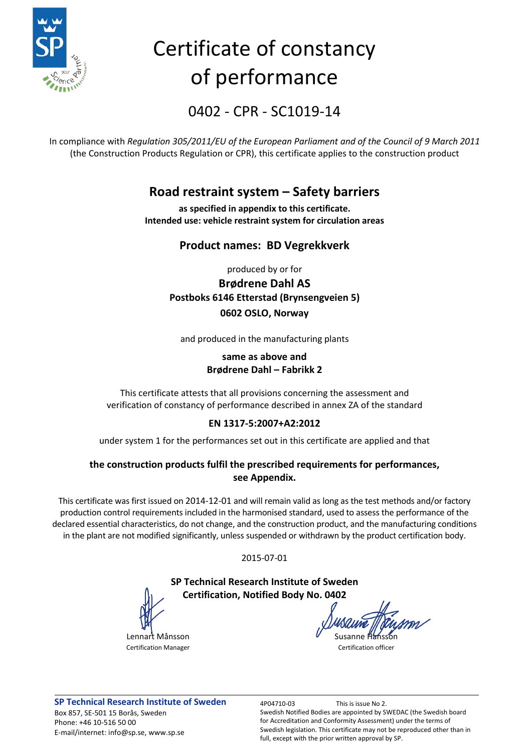# Certificate of constancy of performance

## 0402 - CPR - SC1019-14

In compliance with *Regulation 305/2011/EU of the European Parliament and of the Council of 9 March 2011* (the Construction Products Regulation or CPR), this certificate applies to the construction product

## Road restraint system – Safety barriers

**as specified in appendix to this certificate.**
**Intended use: vehicle restraint system for circulation areas**

### Product names: BD Vegrekkverk

produced by or for

**Brødrene Dahl AS**
**Postboks 6146 Etterstad (Brynsengveien 5)**
**0602 OSLO, Norway**

and produced in the manufacturing plants

**same as above and**
**Brødrene Dahl – Fabrikk 2**

This certificate attests that all provisions concerning the assessment and verification of constancy of performance described in annex ZA of the standard

**EN 1317-5:2007+A2:2012**

under system 1 for the performances set out in this certificate are applied and that

**the construction products fulfil the prescribed requirements for performances, see Appendix.**

This certificate was first issued on 2014-12-01 and will remain valid as long as the test methods and/or factory production control requirements included in the harmonised standard, used to assess the performance of the declared essential characteristics, do not change, and the construction product, and the manufacturing conditions in the plant are not modified significantly, unless suspended or withdrawn by the product certification body.

2015-07-01

**SP Technical Research Institute of Sweden**
**Certification, Notified Body No. 0402**

Lennart Månsson
Certification Manager

Susanne Hansson
Certification officer

**SP Technical Research Institute of Sweden**
Box 857, SE-501 15 Borås, Sweden
Phone: +46 10-516 50 00
E-mail/internet: info@sp.se, www.sp.se

4P04710-03 This is issue No 2.
Swedish Notified Bodies are appointed by SWEDAC (the Swedish board for Accreditation and Conformity Assessment) under the terms of Swedish legislation. This certificate may not be reproduced other than in full, except with the prior written approval by SP.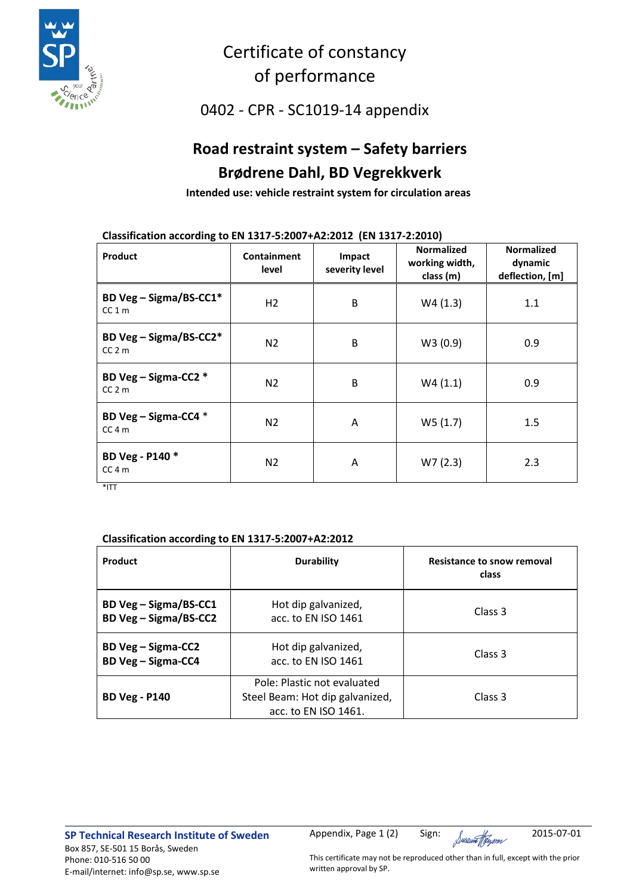# Certificate of constancy of performance

## 0402 - CPR - SC1019-14 appendix

## Road restraint system – Safety barriers
## Brødrene Dahl, BD Vegrekkverk

**Intended use: vehicle restraint system for circulation areas**

**Classification according to EN 1317-5:2007+A2:2012 (EN 1317-2:2010)**

| Product | Containment level | Impact severity level | Normalized working width, class (m) | Normalized dynamic deflection, [m] |
|---|---|---|---|---|
| **BD Veg – Sigma/BS-CC1***<br>CC 1 m | H2 | B | W4 (1.3) | 1.1 |
| **BD Veg – Sigma/BS-CC2***<br>CC 2 m | N2 | B | W3 (0.9) | 0.9 |
| **BD Veg – Sigma-CC2 ***<br>CC 2 m | N2 | B | W4 (1.1) | 0.9 |
| **BD Veg – Sigma-CC4 ***<br>CC 4 m | N2 | A | W5 (1.7) | 1.5 |
| **BD Veg - P140 ***<br>CC 4 m | N2 | A | W7 (2.3) | 2.3 |

*ITT

**Classification according to EN 1317-5:2007+A2:2012**

| Product | Durability | Resistance to snow removal class |
|---|---|---|
| **BD Veg – Sigma/BS-CC1**<br>**BD Veg – Sigma/BS-CC2** | Hot dip galvanized, acc. to EN ISO 1461 | Class 3 |
| **BD Veg – Sigma-CC2**<br>**BD Veg – Sigma-CC4** | Hot dip galvanized, acc. to EN ISO 1461 | Class 3 |
| **BD Veg - P140** | Pole: Plastic not evaluated<br>Steel Beam: Hot dip galvanized, acc. to EN ISO 1461. | Class 3 |

**SP Technical Research Institute of Sweden**
Box 857, SE-501 15 Borås, Sweden
Phone: 010-516 50 00
E-mail/internet: info@sp.se, www.sp.se

Appendix, Page 1 (2) Sign: 2015-07-01

This certificate may not be reproduced other than in full, except with the prior written approval by SP.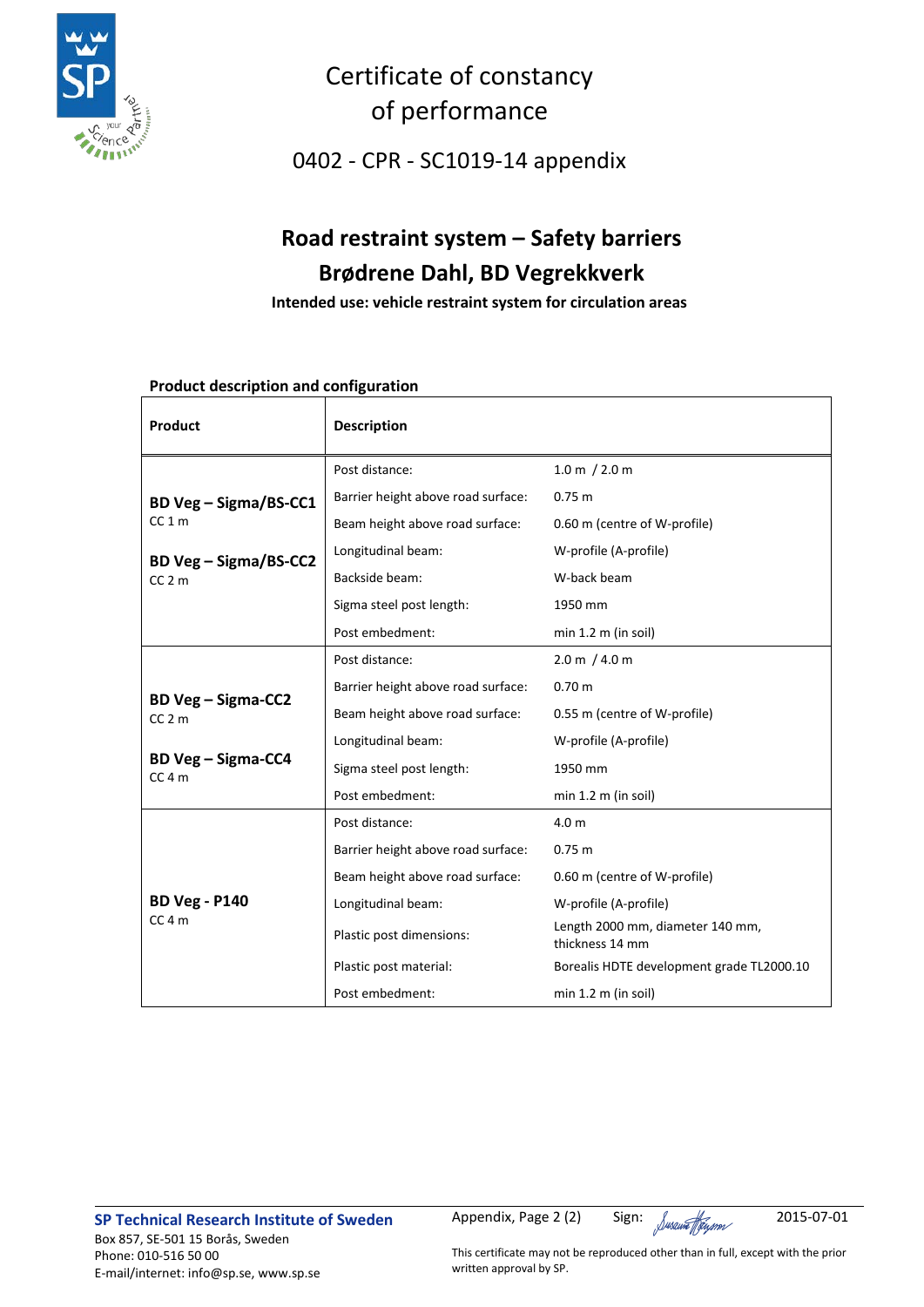# Certificate of constancy of performance

0402 - CPR - SC1019-14 appendix

## Road restraint system – Safety barriers
## Brødrene Dahl, BD Vegrekkverk

**Intended use: vehicle restraint system for circulation areas**

**Product description and configuration**

| Product | Description | |
|---|---|---|
| **BD Veg – Sigma/BS-CC1** CC 1 m<br><br>**BD Veg – Sigma/BS-CC2** CC 2 m | Post distance: | 1.0 m / 2.0 m |
| | Barrier height above road surface: | 0.75 m |
| | Beam height above road surface: | 0.60 m (centre of W-profile) |
| | Longitudinal beam: | W-profile (A-profile) |
| | Backside beam: | W-back beam |
| | Sigma steel post length: | 1950 mm |
| | Post embedment: | min 1.2 m (in soil) |
| **BD Veg – Sigma-CC2** CC 2 m<br><br>**BD Veg – Sigma-CC4** CC 4 m | Post distance: | 2.0 m / 4.0 m |
| | Barrier height above road surface: | 0.70 m |
| | Beam height above road surface: | 0.55 m (centre of W-profile) |
| | Longitudinal beam: | W-profile (A-profile) |
| | Sigma steel post length: | 1950 mm |
| | Post embedment: | min 1.2 m (in soil) |
| **BD Veg - P140** CC 4 m | Post distance: | 4.0 m |
| | Barrier height above road surface: | 0.75 m |
| | Beam height above road surface: | 0.60 m (centre of W-profile) |
| | Longitudinal beam: | W-profile (A-profile) |
| | Plastic post dimensions: | Length 2000 mm, diameter 140 mm, thickness 14 mm |
| | Plastic post material: | Borealis HDTE development grade TL2000.10 |
| | Post embedment: | min 1.2 m (in soil) |

**SP Technical Research Institute of Sweden**
Box 857, SE-501 15 Borås, Sweden
Phone: 010-516 50 00
E-mail/internet: info@sp.se, www.sp.se

Appendix, Page 2 (2) Sign: 2015-07-01

This certificate may not be reproduced other than in full, except with the prior written approval by SP.